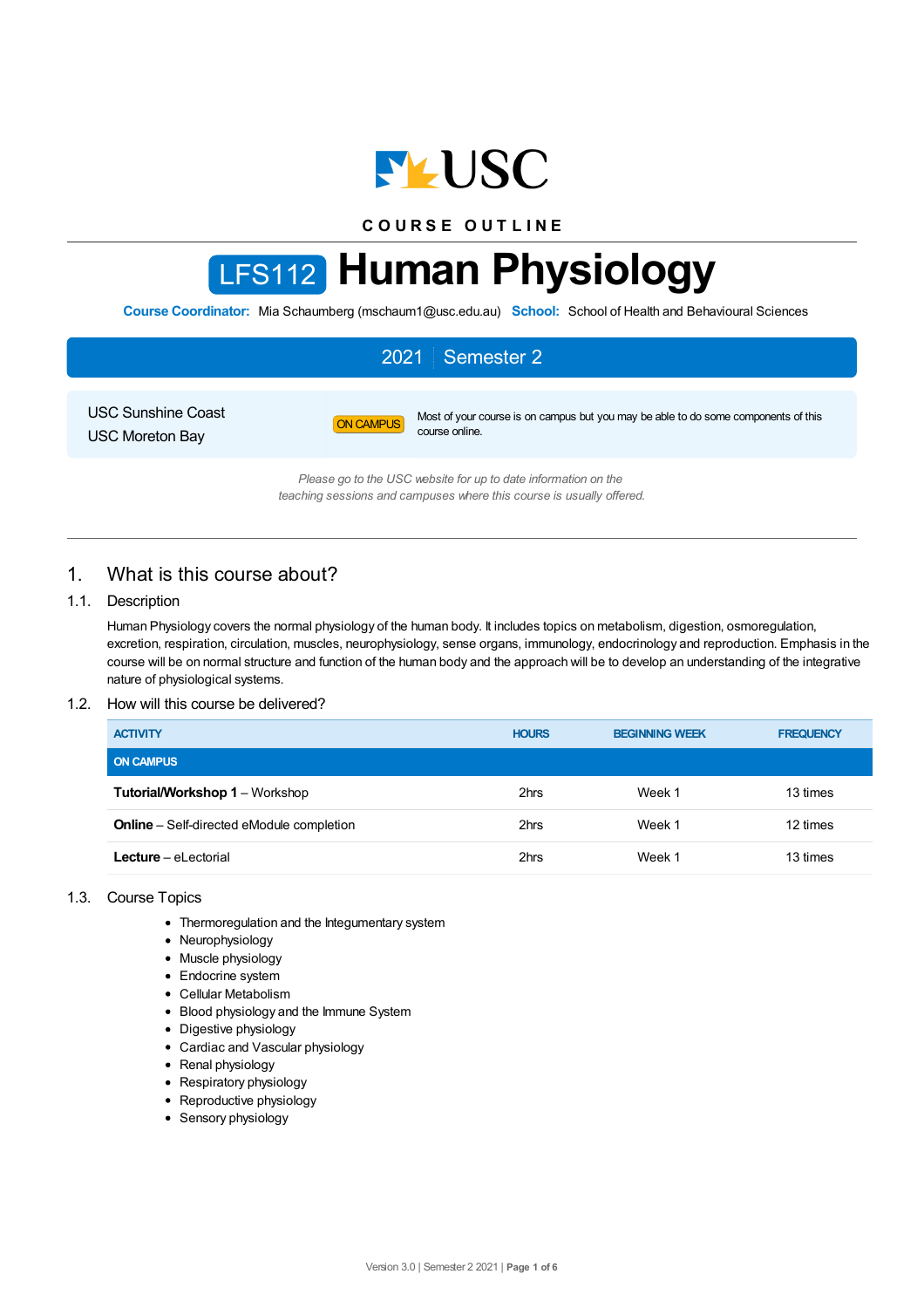USC

COURSE OUTLINE

# LFS112 Human Physiology

**Course Coordinator:** Mia Schaumberg (mschaum1@usc.edu.au) **School:** School of Health and Behavioural Sciences

2021 | Semester 2

USC Sunshine Coast
USC Moreton Bay

ON CAMPUS — Most of your course is on campus but you may be able to do some components of this course online.

*Please go to the USC website for up to date information on the teaching sessions and campuses where this course is usually offered.*

## 1. What is this course about?

### 1.1. Description

Human Physiology covers the normal physiology of the human body. It includes topics on metabolism, digestion, osmoregulation, excretion, respiration, circulation, muscles, neurophysiology, sense organs, immunology, endocrinology and reproduction. Emphasis in the course will be on normal structure and function of the human body and the approach will be to develop an understanding of the integrative nature of physiological systems.

### 1.2. How will this course be delivered?

| ACTIVITY | HOURS | BEGINNING WEEK | FREQUENCY |
|---|---|---|---|
| **ON CAMPUS** | | | |
| **Tutorial/Workshop 1** – Workshop | 2hrs | Week 1 | 13 times |
| **Online** – Self-directed eModule completion | 2hrs | Week 1 | 12 times |
| **Lecture** – eLectorial | 2hrs | Week 1 | 13 times |

### 1.3. Course Topics

- Thermoregulation and the Integumentary system
- Neurophysiology
- Muscle physiology
- Endocrine system
- Cellular Metabolism
- Blood physiology and the Immune System
- Digestive physiology
- Cardiac and Vascular physiology
- Renal physiology
- Respiratory physiology
- Reproductive physiology
- Sensory physiology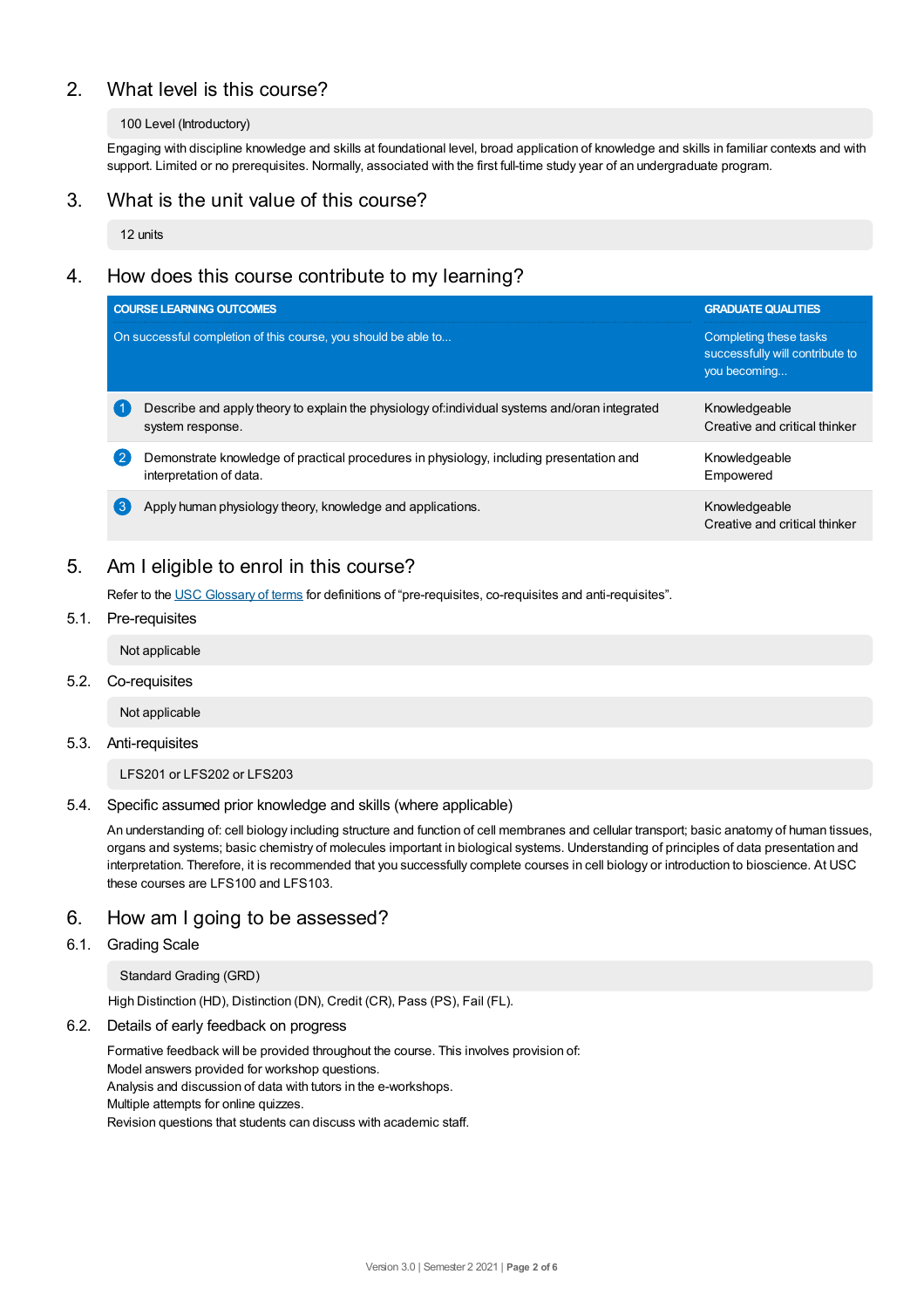## 2. What level is this course?

100 Level (Introductory)

Engaging with discipline knowledge and skills at foundational level, broad application of knowledge and skills in familiar contexts and with support. Limited or no prerequisites. Normally, associated with the first full-time study year of an undergraduate program.

## 3. What is the unit value of this course?

12 units

## 4. How does this course contribute to my learning?

| COURSE LEARNING OUTCOMES<br>On successful completion of this course, you should be able to... | GRADUATE QUALITIES<br>Completing these tasks successfully will contribute to you becoming... |
|---|---|
| 1 Describe and apply theory to explain the physiology of:individual systems and/oran integrated system response. | Knowledgeable<br>Creative and critical thinker |
| 2 Demonstrate knowledge of practical procedures in physiology, including presentation and interpretation of data. | Knowledgeable<br>Empowered |
| 3 Apply human physiology theory, knowledge and applications. | Knowledgeable<br>Creative and critical thinker |

## 5. Am I eligible to enrol in this course?

Refer to the USC Glossary of terms for definitions of "pre-requisites, co-requisites and anti-requisites".

### 5.1. Pre-requisites

Not applicable

### 5.2. Co-requisites

Not applicable

### 5.3. Anti-requisites

LFS201 or LFS202 or LFS203

### 5.4. Specific assumed prior knowledge and skills (where applicable)

An understanding of: cell biology including structure and function of cell membranes and cellular transport; basic anatomy of human tissues, organs and systems; basic chemistry of molecules important in biological systems. Understanding of principles of data presentation and interpretation. Therefore, it is recommended that you successfully complete courses in cell biology or introduction to bioscience. At USC these courses are LFS100 and LFS103.

## 6. How am I going to be assessed?

### 6.1. Grading Scale

Standard Grading (GRD)

High Distinction (HD), Distinction (DN), Credit (CR), Pass (PS), Fail (FL).

### 6.2. Details of early feedback on progress

Formative feedback will be provided throughout the course. This involves provision of:
Model answers provided for workshop questions.
Analysis and discussion of data with tutors in the e-workshops.
Multiple attempts for online quizzes.
Revision questions that students can discuss with academic staff.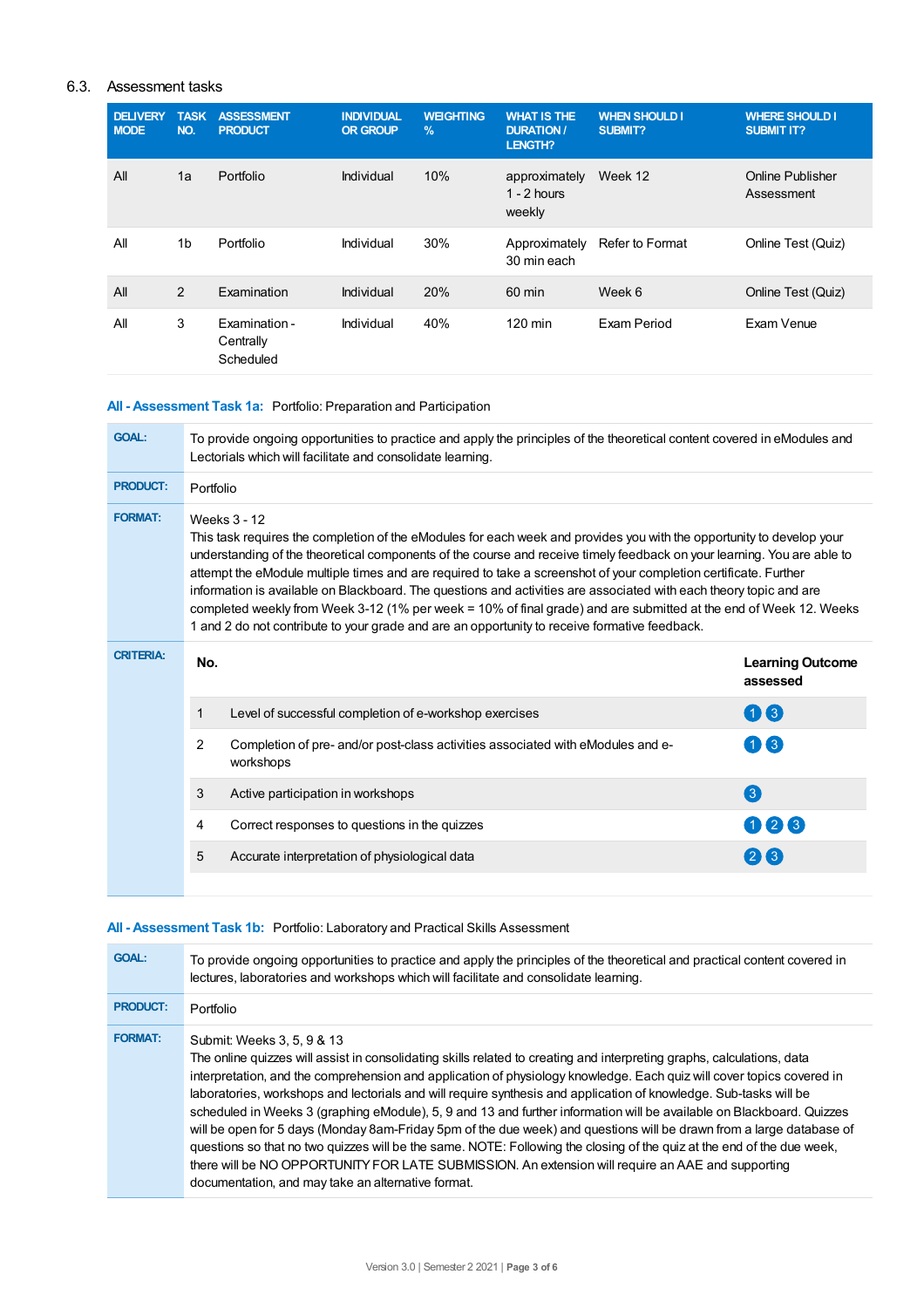## 6.3. Assessment tasks

| DELIVERY MODE | TASK NO. | ASSESSMENT PRODUCT | INDIVIDUAL OR GROUP | WEIGHTING % | WHAT IS THE DURATION / LENGTH? | WHEN SHOULD I SUBMIT? | WHERE SHOULD I SUBMIT IT? |
|---|---|---|---|---|---|---|---|
| All | 1a | Portfolio | Individual | 10% | approximately 1 - 2 hours weekly | Week 12 | Online Publisher Assessment |
| All | 1b | Portfolio | Individual | 30% | Approximately 30 min each | Refer to Format | Online Test (Quiz) |
| All | 2 | Examination | Individual | 20% | 60 min | Week 6 | Online Test (Quiz) |
| All | 3 | Examination - Centrally Scheduled | Individual | 40% | 120 min | Exam Period | Exam Venue |

### All - Assessment Task 1a: Portfolio: Preparation and Participation

**GOAL:** To provide ongoing opportunities to practice and apply the principles of the theoretical content covered in eModules and Lectorials which will facilitate and consolidate learning.

**PRODUCT:** Portfolio

**FORMAT:** Weeks 3 - 12
This task requires the completion of the eModules for each week and provides you with the opportunity to develop your understanding of the theoretical components of the course and receive timely feedback on your learning. You are able to attempt the eModule multiple times and are required to take a screenshot of your completion certificate. Further information is available on Blackboard. The questions and activities are associated with each theory topic and are completed weekly from Week 3-12 (1% per week = 10% of final grade) and are submitted at the end of Week 12. Weeks 1 and 2 do not contribute to your grade and are an opportunity to receive formative feedback.

**CRITERIA:**

| No. | | Learning Outcome assessed |
|---|---|---|
| 1 | Level of successful completion of e-workshop exercises | 1 3 |
| 2 | Completion of pre- and/or post-class activities associated with eModules and e-workshops | 1 3 |
| 3 | Active participation in workshops | 3 |
| 4 | Correct responses to questions in the quizzes | 1 2 3 |
| 5 | Accurate interpretation of physiological data | 2 3 |

### All - Assessment Task 1b: Portfolio: Laboratory and Practical Skills Assessment

**GOAL:** To provide ongoing opportunities to practice and apply the principles of the theoretical and practical content covered in lectures, laboratories and workshops which will facilitate and consolidate learning.

**PRODUCT:** Portfolio

**FORMAT:** Submit: Weeks 3, 5, 9 & 13
The online quizzes will assist in consolidating skills related to creating and interpreting graphs, calculations, data interpretation, and the comprehension and application of physiology knowledge. Each quiz will cover topics covered in laboratories, workshops and lectorials and will require synthesis and application of knowledge. Sub-tasks will be scheduled in Weeks 3 (graphing eModule), 5, 9 and 13 and further information will be available on Blackboard. Quizzes will be open for 5 days (Monday 8am-Friday 5pm of the due week) and questions will be drawn from a large database of questions so that no two quizzes will be the same. NOTE: Following the closing of the quiz at the end of the due week, there will be NO OPPORTUNITY FOR LATE SUBMISSION. An extension will require an AAE and supporting documentation, and may take an alternative format.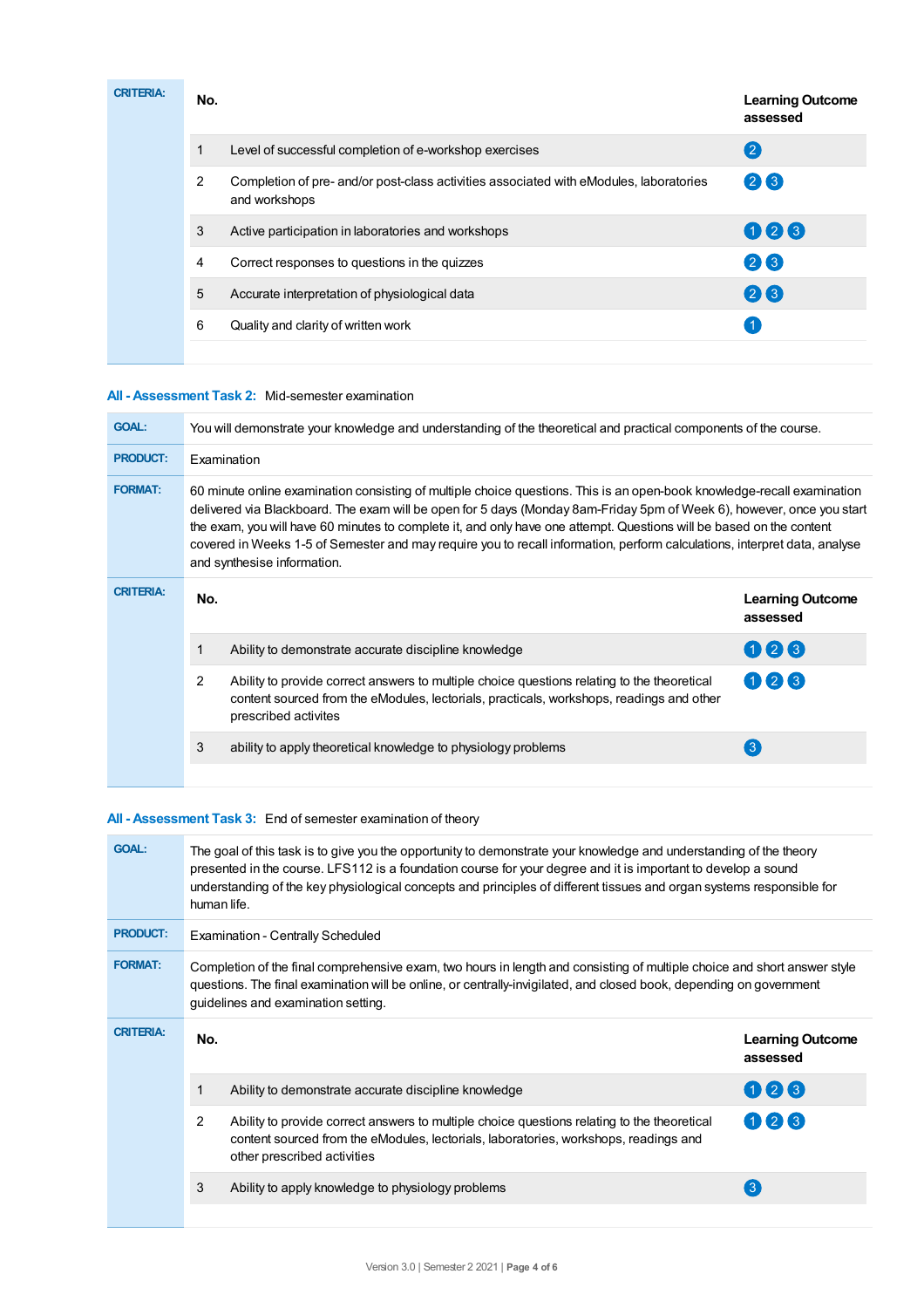**CRITERIA:**

| No. | | Learning Outcome assessed |
|---|---|---|
| 1 | Level of successful completion of e-workshop exercises | 2 |
| 2 | Completion of pre- and/or post-class activities associated with eModules, laboratories and workshops | 2 3 |
| 3 | Active participation in laboratories and workshops | 1 2 3 |
| 4 | Correct responses to questions in the quizzes | 2 3 |
| 5 | Accurate interpretation of physiological data | 2 3 |
| 6 | Quality and clarity of written work | 1 |

## All - Assessment Task 2: Mid-semester examination

**GOAL:** You will demonstrate your knowledge and understanding of the theoretical and practical components of the course.

**PRODUCT:** Examination

**FORMAT:** 60 minute online examination consisting of multiple choice questions. This is an open-book knowledge-recall examination delivered via Blackboard. The exam will be open for 5 days (Monday 8am-Friday 5pm of Week 6), however, once you start the exam, you will have 60 minutes to complete it, and only have one attempt. Questions will be based on the content covered in Weeks 1-5 of Semester and may require you to recall information, perform calculations, interpret data, analyse and synthesise information.

**CRITERIA:**

| No. | | Learning Outcome assessed |
|---|---|---|
| 1 | Ability to demonstrate accurate discipline knowledge | 1 2 3 |
| 2 | Ability to provide correct answers to multiple choice questions relating to the theoretical content sourced from the eModules, lectorials, practicals, workshops, readings and other prescribed activites | 1 2 3 |
| 3 | ability to apply theoretical knowledge to physiology problems | 3 |

## All - Assessment Task 3: End of semester examination of theory

**GOAL:** The goal of this task is to give you the opportunity to demonstrate your knowledge and understanding of the theory presented in the course. LFS112 is a foundation course for your degree and it is important to develop a sound understanding of the key physiological concepts and principles of different tissues and organ systems responsible for human life.

**PRODUCT:** Examination - Centrally Scheduled

**FORMAT:** Completion of the final comprehensive exam, two hours in length and consisting of multiple choice and short answer style questions. The final examination will be online, or centrally-invigilated, and closed book, depending on government guidelines and examination setting.

**CRITERIA:**

| No. | | Learning Outcome assessed |
|---|---|---|
| 1 | Ability to demonstrate accurate discipline knowledge | 1 2 3 |
| 2 | Ability to provide correct answers to multiple choice questions relating to the theoretical content sourced from the eModules, lectorials, laboratories, workshops, readings and other prescribed activities | 1 2 3 |
| 3 | Ability to apply knowledge to physiology problems | 3 |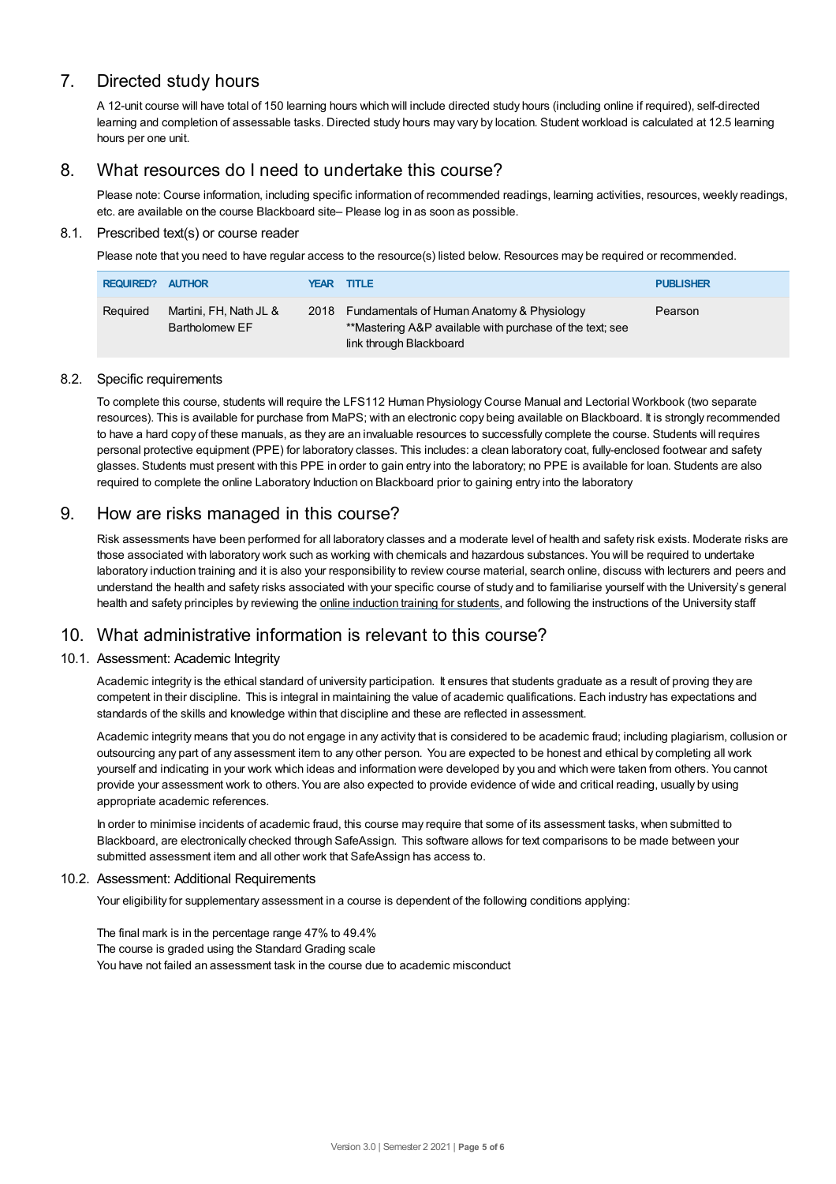## 7. Directed study hours

A 12-unit course will have total of 150 learning hours which will include directed study hours (including online if required), self-directed learning and completion of assessable tasks. Directed study hours may vary by location. Student workload is calculated at 12.5 learning hours per one unit.

## 8. What resources do I need to undertake this course?

Please note: Course information, including specific information of recommended readings, learning activities, resources, weekly readings, etc. are available on the course Blackboard site– Please log in as soon as possible.

### 8.1. Prescribed text(s) or course reader

Please note that you need to have regular access to the resource(s) listed below. Resources may be required or recommended.

| REQUIRED? | AUTHOR | YEAR | TITLE | PUBLISHER |
|---|---|---|---|---|
| Required | Martini, FH, Nath JL & Bartholomew EF | 2018 | Fundamentals of Human Anatomy & Physiology **Mastering A&P available with purchase of the text; see link through Blackboard | Pearson |

### 8.2. Specific requirements

To complete this course, students will require the LFS112 Human Physiology Course Manual and Lectorial Workbook (two separate resources). This is available for purchase from MaPS; with an electronic copy being available on Blackboard. It is strongly recommended to have a hard copy of these manuals, as they are an invaluable resources to successfully complete the course. Students will requires personal protective equipment (PPE) for laboratory classes. This includes: a clean laboratory coat, fully-enclosed footwear and safety glasses. Students must present with this PPE in order to gain entry into the laboratory; no PPE is available for loan. Students are also required to complete the online Laboratory Induction on Blackboard prior to gaining entry into the laboratory

## 9. How are risks managed in this course?

Risk assessments have been performed for all laboratory classes and a moderate level of health and safety risk exists. Moderate risks are those associated with laboratory work such as working with chemicals and hazardous substances. You will be required to undertake laboratory induction training and it is also your responsibility to review course material, search online, discuss with lecturers and peers and understand the health and safety risks associated with your specific course of study and to familiarise yourself with the University's general health and safety principles by reviewing the online induction training for students, and following the instructions of the University staff

## 10. What administrative information is relevant to this course?

### 10.1. Assessment: Academic Integrity

Academic integrity is the ethical standard of university participation. It ensures that students graduate as a result of proving they are competent in their discipline. This is integral in maintaining the value of academic qualifications. Each industry has expectations and standards of the skills and knowledge within that discipline and these are reflected in assessment.

Academic integrity means that you do not engage in any activity that is considered to be academic fraud; including plagiarism, collusion or outsourcing any part of any assessment item to any other person. You are expected to be honest and ethical by completing all work yourself and indicating in your work which ideas and information were developed by you and which were taken from others. You cannot provide your assessment work to others. You are also expected to provide evidence of wide and critical reading, usually by using appropriate academic references.

In order to minimise incidents of academic fraud, this course may require that some of its assessment tasks, when submitted to Blackboard, are electronically checked through SafeAssign. This software allows for text comparisons to be made between your submitted assessment item and all other work that SafeAssign has access to.

### 10.2. Assessment: Additional Requirements

Your eligibility for supplementary assessment in a course is dependent of the following conditions applying:

The final mark is in the percentage range 47% to 49.4%
The course is graded using the Standard Grading scale
You have not failed an assessment task in the course due to academic misconduct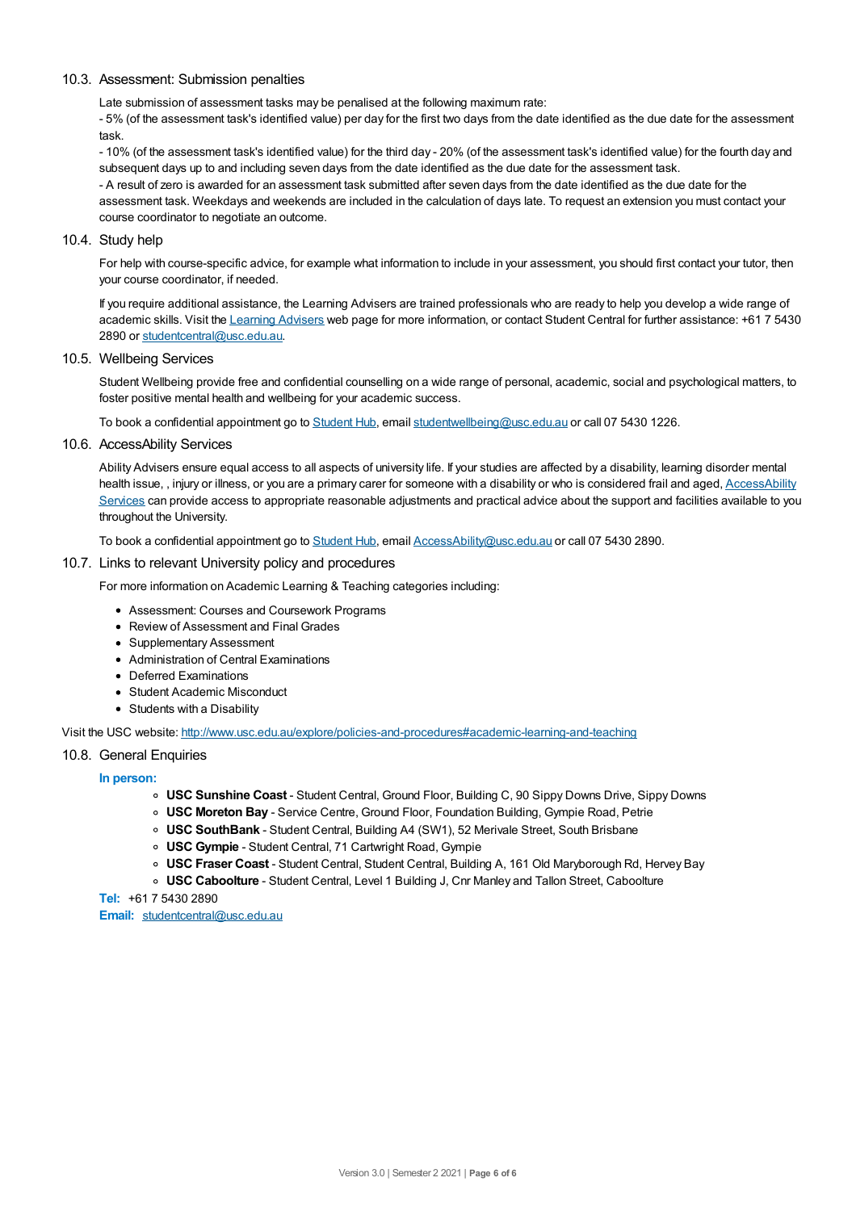### 10.3. Assessment: Submission penalties

Late submission of assessment tasks may be penalised at the following maximum rate:
- 5% (of the assessment task's identified value) per day for the first two days from the date identified as the due date for the assessment task.
- 10% (of the assessment task's identified value) for the third day - 20% (of the assessment task's identified value) for the fourth day and subsequent days up to and including seven days from the date identified as the due date for the assessment task.
- A result of zero is awarded for an assessment task submitted after seven days from the date identified as the due date for the assessment task. Weekdays and weekends are included in the calculation of days late. To request an extension you must contact your course coordinator to negotiate an outcome.

### 10.4. Study help

For help with course-specific advice, for example what information to include in your assessment, you should first contact your tutor, then your course coordinator, if needed.

If you require additional assistance, the Learning Advisers are trained professionals who are ready to help you develop a wide range of academic skills. Visit the Learning Advisers web page for more information, or contact Student Central for further assistance: +61 7 5430 2890 or studentcentral@usc.edu.au.

### 10.5. Wellbeing Services

Student Wellbeing provide free and confidential counselling on a wide range of personal, academic, social and psychological matters, to foster positive mental health and wellbeing for your academic success.

To book a confidential appointment go to Student Hub, email studentwellbeing@usc.edu.au or call 07 5430 1226.

### 10.6. AccessAbility Services

Ability Advisers ensure equal access to all aspects of university life. If your studies are affected by a disability, learning disorder mental health issue, , injury or illness, or you are a primary carer for someone with a disability or who is considered frail and aged, AccessAbility Services can provide access to appropriate reasonable adjustments and practical advice about the support and facilities available to you throughout the University.

To book a confidential appointment go to Student Hub, email AccessAbility@usc.edu.au or call 07 5430 2890.

### 10.7. Links to relevant University policy and procedures

For more information on Academic Learning & Teaching categories including:

- Assessment: Courses and Coursework Programs
- Review of Assessment and Final Grades
- Supplementary Assessment
- Administration of Central Examinations
- Deferred Examinations
- Student Academic Misconduct
- Students with a Disability

Visit the USC website: http://www.usc.edu.au/explore/policies-and-procedures#academic-learning-and-teaching

### 10.8. General Enquiries

**In person:**

- **USC Sunshine Coast** - Student Central, Ground Floor, Building C, 90 Sippy Downs Drive, Sippy Downs
- **USC Moreton Bay** - Service Centre, Ground Floor, Foundation Building, Gympie Road, Petrie
- **USC SouthBank** - Student Central, Building A4 (SW1), 52 Merivale Street, South Brisbane
- **USC Gympie** - Student Central, 71 Cartwright Road, Gympie
- **USC Fraser Coast** - Student Central, Student Central, Building A, 161 Old Maryborough Rd, Hervey Bay
- **USC Caboolture** - Student Central, Level 1 Building J, Cnr Manley and Tallon Street, Caboolture

**Tel:** +61 7 5430 2890

**Email:** studentcentral@usc.edu.au